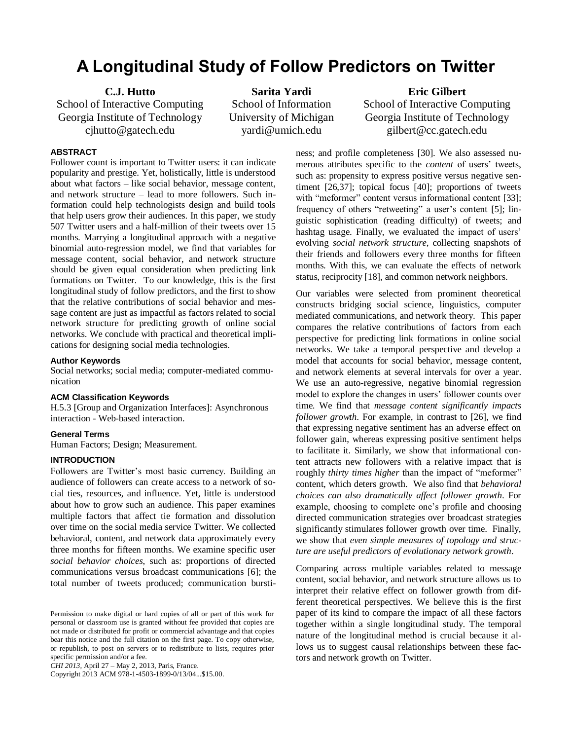# A Longitudinal Study of Follow Predictors on Twitter

**C.J. Hutto**
School of Interactive Computing
Georgia Institute of Technology
cjhutto@gatech.edu

**Sarita Yardi**
School of Information
University of Michigan
yardi@umich.edu

**Eric Gilbert**
School of Interactive Computing
Georgia Institute of Technology
gilbert@cc.gatech.edu

### ABSTRACT

Follower count is important to Twitter users: it can indicate popularity and prestige. Yet, holistically, little is understood about what factors – like social behavior, message content, and network structure – lead to more followers. Such information could help technologists design and build tools that help users grow their audiences. In this paper, we study 507 Twitter users and a half-million of their tweets over 15 months. Marrying a longitudinal approach with a negative binomial auto-regression model, we find that variables for message content, social behavior, and network structure should be given equal consideration when predicting link formations on Twitter. To our knowledge, this is the first longitudinal study of follow predictors, and the first to show that the relative contributions of social behavior and message content are just as impactful as factors related to social network structure for predicting growth of online social networks. We conclude with practical and theoretical implications for designing social media technologies.

### Author Keywords

Social networks; social media; computer-mediated communication

### ACM Classification Keywords

H.5.3 [Group and Organization Interfaces]: Asynchronous interaction - Web-based interaction.

### General Terms

Human Factors; Design; Measurement.

### INTRODUCTION

Followers are Twitter's most basic currency. Building an audience of followers can create access to a network of social ties, resources, and influence. Yet, little is understood about how to grow such an audience. This paper examines multiple factors that affect tie formation and dissolution over time on the social media service Twitter. We collected behavioral, content, and network data approximately every three months for fifteen months. We examine specific user *social behavior choices*, such as: proportions of directed communications versus broadcast communications [6]; the total number of tweets produced; communication burstiness; and profile completeness [30]. We also assessed numerous attributes specific to the *content* of users' tweets, such as: propensity to express positive versus negative sentiment [26,37]; topical focus [40]; proportions of tweets with "meformer" content versus informational content [33]; frequency of others "retweeting" a user's content [5]; linguistic sophistication (reading difficulty) of tweets; and hashtag usage. Finally, we evaluated the impact of users' evolving *social network structure*, collecting snapshots of their friends and followers every three months for fifteen months. With this, we can evaluate the effects of network status, reciprocity [18], and common network neighbors.

Our variables were selected from prominent theoretical constructs bridging social science, linguistics, computer mediated communications, and network theory. This paper compares the relative contributions of factors from each perspective for predicting link formations in online social networks. We take a temporal perspective and develop a model that accounts for social behavior, message content, and network elements at several intervals for over a year. We use an auto-regressive, negative binomial regression model to explore the changes in users' follower counts over time. We find that *message content significantly impacts follower growth*. For example, in contrast to [26], we find that expressing negative sentiment has an adverse effect on follower gain, whereas expressing positive sentiment helps to facilitate it. Similarly, we show that informational content attracts new followers with a relative impact that is roughly *thirty times higher* than the impact of "meformer" content, which deters growth. We also find that *behavioral choices can also dramatically affect follower growth*. For example, choosing to complete one's profile and choosing directed communication strategies over broadcast strategies significantly stimulates follower growth over time. Finally, we show that *even simple measures of topology and structure are useful predictors of evolutionary network growth*.

Comparing across multiple variables related to message content, social behavior, and network structure allows us to interpret their relative effect on follower growth from different theoretical perspectives. We believe this is the first paper of its kind to compare the impact of all these factors together within a single longitudinal study. The temporal nature of the longitudinal method is crucial because it allows us to suggest causal relationships between these factors and network growth on Twitter.

Permission to make digital or hard copies of all or part of this work for personal or classroom use is granted without fee provided that copies are not made or distributed for profit or commercial advantage and that copies bear this notice and the full citation on the first page. To copy otherwise, or republish, to post on servers or to redistribute to lists, requires prior specific permission and/or a fee.
*CHI 2013*, April 27 – May 2, 2013, Paris, France.
Copyright 2013 ACM 978-1-4503-1899-0/13/04...$15.00.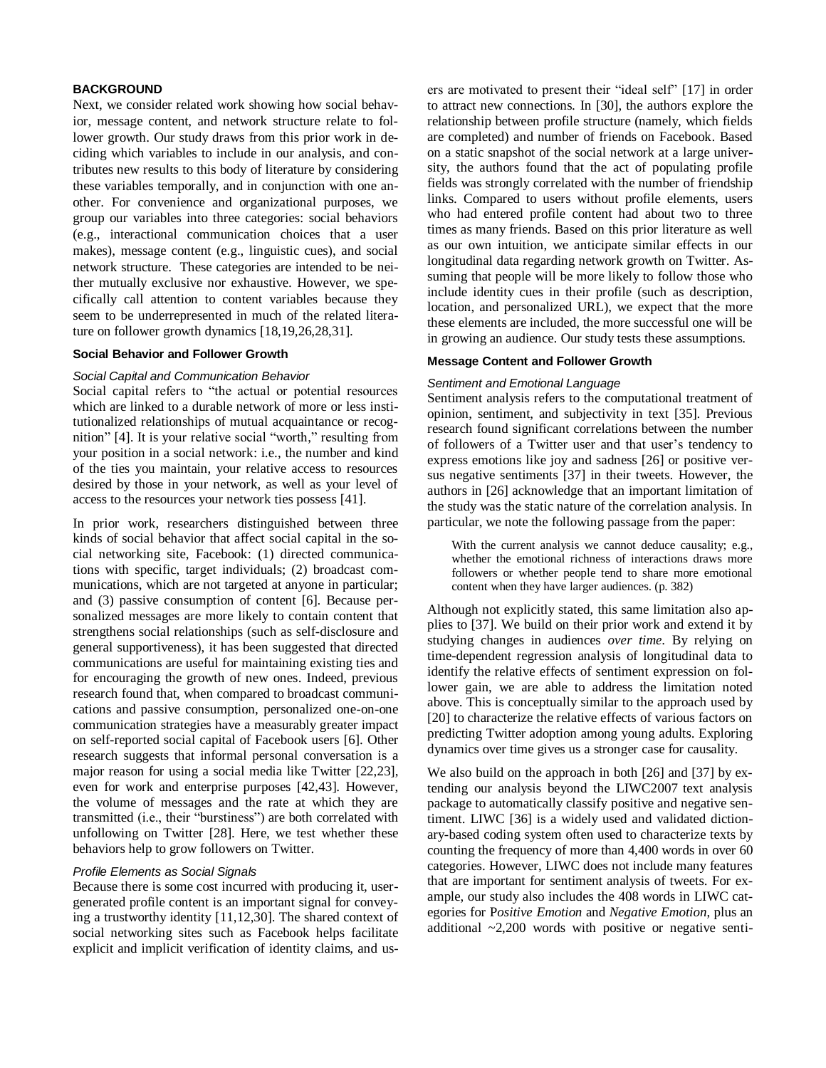## BACKGROUND

Next, we consider related work showing how social behavior, message content, and network structure relate to follower growth. Our study draws from this prior work in deciding which variables to include in our analysis, and contributes new results to this body of literature by considering these variables temporally, and in conjunction with one another. For convenience and organizational purposes, we group our variables into three categories: social behaviors (e.g., interactional communication choices that a user makes), message content (e.g., linguistic cues), and social network structure. These categories are intended to be neither mutually exclusive nor exhaustive. However, we specifically call attention to content variables because they seem to be underrepresented in much of the related literature on follower growth dynamics [18,19,26,28,31].

### Social Behavior and Follower Growth

#### *Social Capital and Communication Behavior*

Social capital refers to "the actual or potential resources which are linked to a durable network of more or less institutionalized relationships of mutual acquaintance or recognition" [4]. It is your relative social "worth," resulting from your position in a social network: i.e., the number and kind of the ties you maintain, your relative access to resources desired by those in your network, as well as your level of access to the resources your network ties possess [41].

In prior work, researchers distinguished between three kinds of social behavior that affect social capital in the social networking site, Facebook: (1) directed communications with specific, target individuals; (2) broadcast communications, which are not targeted at anyone in particular; and (3) passive consumption of content [6]. Because personalized messages are more likely to contain content that strengthens social relationships (such as self-disclosure and general supportiveness), it has been suggested that directed communications are useful for maintaining existing ties and for encouraging the growth of new ones. Indeed, previous research found that, when compared to broadcast communications and passive consumption, personalized one-on-one communication strategies have a measurably greater impact on self-reported social capital of Facebook users [6]. Other research suggests that informal personal conversation is a major reason for using a social media like Twitter [22,23], even for work and enterprise purposes [42,43]. However, the volume of messages and the rate at which they are transmitted (i.e., their "burstiness") are both correlated with unfollowing on Twitter [28]. Here, we test whether these behaviors help to grow followers on Twitter.

#### *Profile Elements as Social Signals*

Because there is some cost incurred with producing it, user-generated profile content is an important signal for conveying a trustworthy identity [11,12,30]. The shared context of social networking sites such as Facebook helps facilitate explicit and implicit verification of identity claims, and users are motivated to present their "ideal self" [17] in order to attract new connections. In [30], the authors explore the relationship between profile structure (namely, which fields are completed) and number of friends on Facebook. Based on a static snapshot of the social network at a large university, the authors found that the act of populating profile fields was strongly correlated with the number of friendship links. Compared to users without profile elements, users who had entered profile content had about two to three times as many friends. Based on this prior literature as well as our own intuition, we anticipate similar effects in our longitudinal data regarding network growth on Twitter. Assuming that people will be more likely to follow those who include identity cues in their profile (such as description, location, and personalized URL), we expect that the more these elements are included, the more successful one will be in growing an audience. Our study tests these assumptions.

### Message Content and Follower Growth

#### *Sentiment and Emotional Language*

Sentiment analysis refers to the computational treatment of opinion, sentiment, and subjectivity in text [35]. Previous research found significant correlations between the number of followers of a Twitter user and that user's tendency to express emotions like joy and sadness [26] or positive versus negative sentiments [37] in their tweets. However, the authors in [26] acknowledge that an important limitation of the study was the static nature of the correlation analysis. In particular, we note the following passage from the paper:

> With the current analysis we cannot deduce causality; e.g., whether the emotional richness of interactions draws more followers or whether people tend to share more emotional content when they have larger audiences. (p. 382)

Although not explicitly stated, this same limitation also applies to [37]. We build on their prior work and extend it by studying changes in audiences *over time*. By relying on time-dependent regression analysis of longitudinal data to identify the relative effects of sentiment expression on follower gain, we are able to address the limitation noted above. This is conceptually similar to the approach used by [20] to characterize the relative effects of various factors on predicting Twitter adoption among young adults. Exploring dynamics over time gives us a stronger case for causality.

We also build on the approach in both [26] and [37] by extending our analysis beyond the LIWC2007 text analysis package to automatically classify positive and negative sentiment. LIWC [36] is a widely used and validated dictionary-based coding system often used to characterize texts by counting the frequency of more than 4,400 words in over 60 categories. However, LIWC does not include many features that are important for sentiment analysis of tweets. For example, our study also includes the 408 words in LIWC categories for *Positive Emotion* and *Negative Emotion*, plus an additional ~2,200 words with positive or negative senti-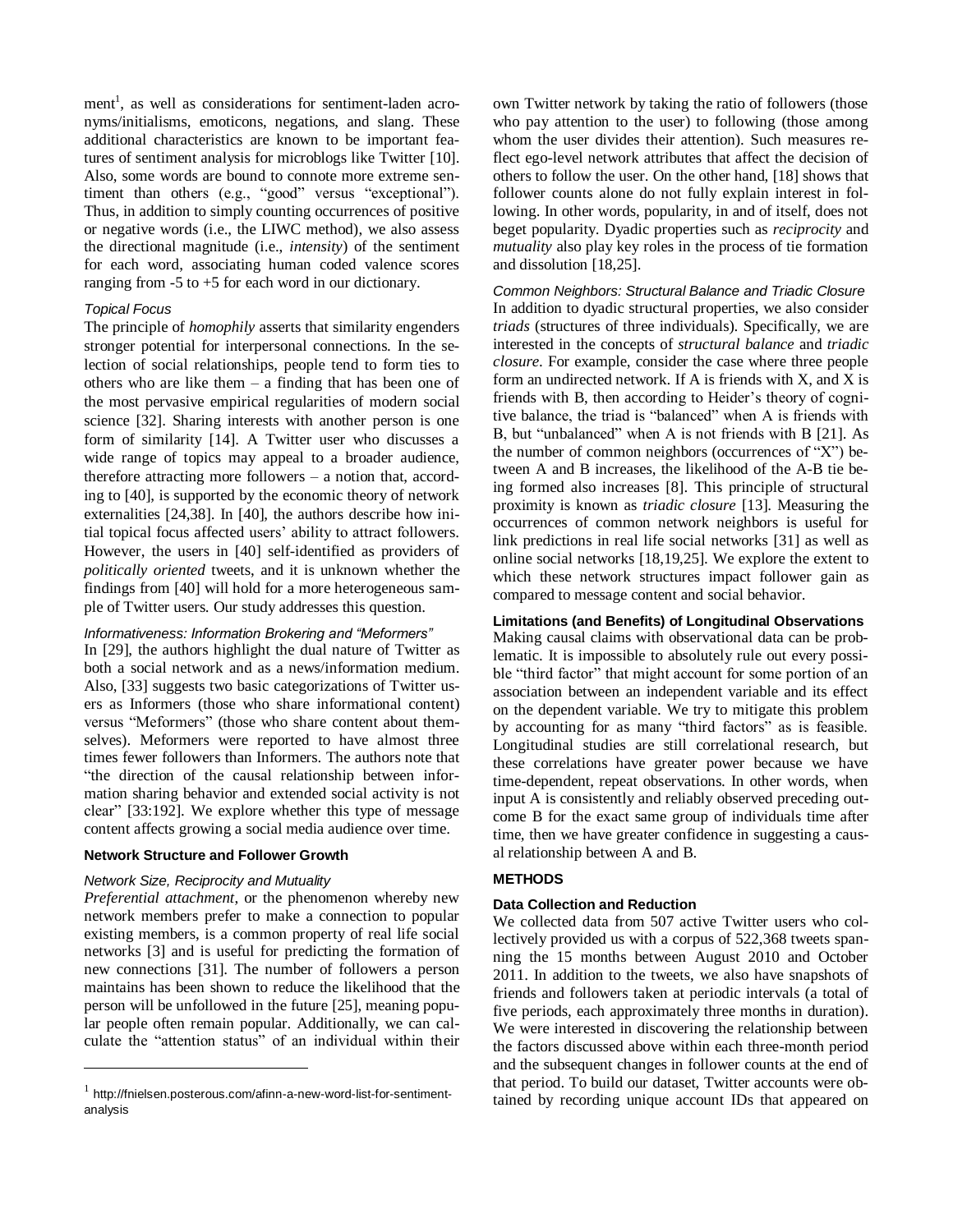ment[1], as well as considerations for sentiment-laden acronyms/initialisms, emoticons, negations, and slang. These additional characteristics are known to be important features of sentiment analysis for microblogs like Twitter [10]. Also, some words are bound to connote more extreme sentiment than others (e.g., "good" versus "exceptional"). Thus, in addition to simply counting occurrences of positive or negative words (i.e., the LIWC method), we also assess the directional magnitude (i.e., *intensity*) of the sentiment for each word, associating human coded valence scores ranging from -5 to +5 for each word in our dictionary.

*Topical Focus*

The principle of *homophily* asserts that similarity engenders stronger potential for interpersonal connections. In the selection of social relationships, people tend to form ties to others who are like them – a finding that has been one of the most pervasive empirical regularities of modern social science [32]. Sharing interests with another person is one form of similarity [14]. A Twitter user who discusses a wide range of topics may appeal to a broader audience, therefore attracting more followers – a notion that, according to [40], is supported by the economic theory of network externalities [24,38]. In [40], the authors describe how initial topical focus affected users' ability to attract followers. However, the users in [40] self-identified as providers of *politically oriented* tweets, and it is unknown whether the findings from [40] will hold for a more heterogeneous sample of Twitter users. Our study addresses this question.

*Informativeness: Information Brokering and "Meformers"*

In [29], the authors highlight the dual nature of Twitter as both a social network and as a news/information medium. Also, [33] suggests two basic categorizations of Twitter users as Informers (those who share informational content) versus "Meformers" (those who share content about themselves). Meformers were reported to have almost three times fewer followers than Informers. The authors note that "the direction of the causal relationship between information sharing behavior and extended social activity is not clear" [33:192]. We explore whether this type of message content affects growing a social media audience over time.

### Network Structure and Follower Growth

*Network Size, Reciprocity and Mutuality*

*Preferential attachment*, or the phenomenon whereby new network members prefer to make a connection to popular existing members, is a common property of real life social networks [3] and is useful for predicting the formation of new connections [31]. The number of followers a person maintains has been shown to reduce the likelihood that the person will be unfollowed in the future [25], meaning popular people often remain popular. Additionally, we can calculate the "attention status" of an individual within their own Twitter network by taking the ratio of followers (those who pay attention to the user) to following (those among whom the user divides their attention). Such measures reflect ego-level network attributes that affect the decision of others to follow the user. On the other hand, [18] shows that follower counts alone do not fully explain interest in following. In other words, popularity, in and of itself, does not beget popularity. Dyadic properties such as *reciprocity* and *mutuality* also play key roles in the process of tie formation and dissolution [18,25].

*Common Neighbors: Structural Balance and Triadic Closure*

In addition to dyadic structural properties, we also consider *triads* (structures of three individuals). Specifically, we are interested in the concepts of *structural balance* and *triadic closure*. For example, consider the case where three people form an undirected network. If A is friends with X, and X is friends with B, then according to Heider's theory of cognitive balance, the triad is "balanced" when A is friends with B, but "unbalanced" when A is not friends with B [21]. As the number of common neighbors (occurrences of "X") between A and B increases, the likelihood of the A-B tie being formed also increases [8]. This principle of structural proximity is known as *triadic closure* [13]. Measuring the occurrences of common network neighbors is useful for link predictions in real life social networks [31] as well as online social networks [18,19,25]. We explore the extent to which these network structures impact follower gain as compared to message content and social behavior.

### Limitations (and Benefits) of Longitudinal Observations

Making causal claims with observational data can be problematic. It is impossible to absolutely rule out every possible "third factor" that might account for some portion of an association between an independent variable and its effect on the dependent variable. We try to mitigate this problem by accounting for as many "third factors" as is feasible. Longitudinal studies are still correlational research, but these correlations have greater power because we have time-dependent, repeat observations. In other words, when input A is consistently and reliably observed preceding outcome B for the exact same group of individuals time after time, then we have greater confidence in suggesting a causal relationship between A and B.

## METHODS

### Data Collection and Reduction

We collected data from 507 active Twitter users who collectively provided us with a corpus of 522,368 tweets spanning the 15 months between August 2010 and October 2011. In addition to the tweets, we also have snapshots of friends and followers taken at periodic intervals (a total of five periods, each approximately three months in duration). We were interested in discovering the relationship between the factors discussed above within each three-month period and the subsequent changes in follower counts at the end of that period. To build our dataset, Twitter accounts were obtained by recording unique account IDs that appeared on

[1] http://fnielsen.posterous.com/afinn-a-new-word-list-for-sentiment-analysis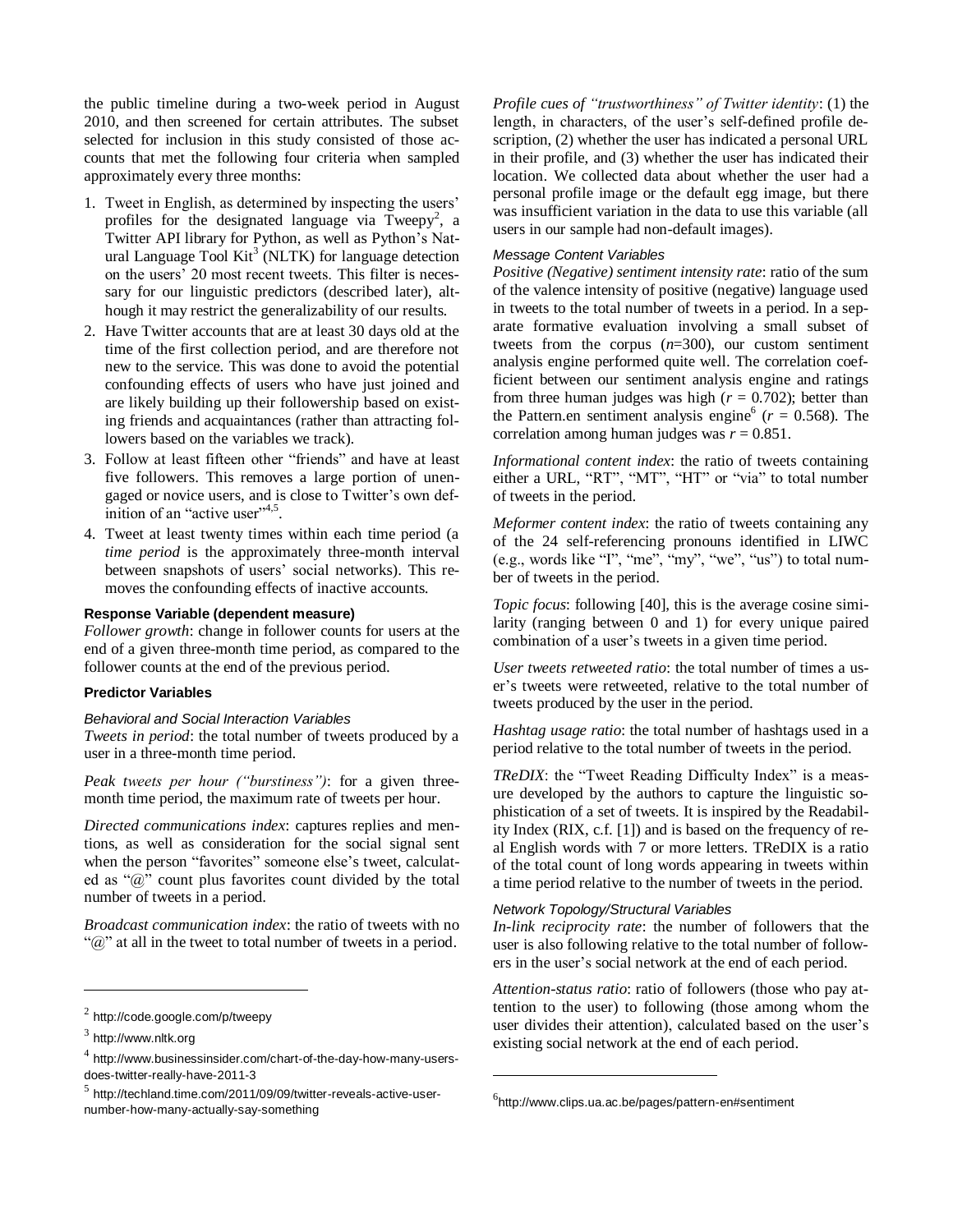the public timeline during a two-week period in August 2010, and then screened for certain attributes. The subset selected for inclusion in this study consisted of those accounts that met the following four criteria when sampled approximately every three months:

1. Tweet in English, as determined by inspecting the users' profiles for the designated language via Tweepy[2], a Twitter API library for Python, as well as Python's Natural Language Tool Kit[3] (NLTK) for language detection on the users' 20 most recent tweets. This filter is necessary for our linguistic predictors (described later), although it may restrict the generalizability of our results.
2. Have Twitter accounts that are at least 30 days old at the time of the first collection period, and are therefore not new to the service. This was done to avoid the potential confounding effects of users who have just joined and are likely building up their followership based on existing friends and acquaintances (rather than attracting followers based on the variables we track).
3. Follow at least fifteen other "friends" and have at least five followers. This removes a large portion of unengaged or novice users, and is close to Twitter's own definition of an "active user"[4,5].
4. Tweet at least twenty times within each time period (a *time period* is the approximately three-month interval between snapshots of users' social networks). This removes the confounding effects of inactive accounts.

#### Response Variable (dependent measure)

*Follower growth*: change in follower counts for users at the end of a given three-month time period, as compared to the follower counts at the end of the previous period.

#### Predictor Variables

*Behavioral and Social Interaction Variables*

*Tweets in period*: the total number of tweets produced by a user in a three-month time period.

*Peak tweets per hour ("burstiness")*: for a given three-month time period, the maximum rate of tweets per hour.

*Directed communications index*: captures replies and mentions, as well as consideration for the social signal sent when the person "favorites" someone else's tweet, calculated as "@" count plus favorites count divided by the total number of tweets in a period.

*Broadcast communication index*: the ratio of tweets with no "@" at all in the tweet to total number of tweets in a period.

*Profile cues of "trustworthiness" of Twitter identity*: (1) the length, in characters, of the user's self-defined profile description, (2) whether the user has indicated a personal URL in their profile, and (3) whether the user has indicated their location. We collected data about whether the user had a personal profile image or the default egg image, but there was insufficient variation in the data to use this variable (all users in our sample had non-default images).

*Message Content Variables*

*Positive (Negative) sentiment intensity rate*: ratio of the sum of the valence intensity of positive (negative) language used in tweets to the total number of tweets in a period. In a separate formative evaluation involving a small subset of tweets from the corpus ($n$=300), our custom sentiment analysis engine performed quite well. The correlation coefficient between our sentiment analysis engine and ratings from three human judges was high ($r$ = 0.702); better than the Pattern.en sentiment analysis engine[6] ($r$ = 0.568). The correlation among human judges was $r$ = 0.851.

*Informational content index*: the ratio of tweets containing either a URL, "RT", "MT", "HT" or "via" to total number of tweets in the period.

*Meformer content index*: the ratio of tweets containing any of the 24 self-referencing pronouns identified in LIWC (e.g., words like "I", "me", "my", "we", "us") to total number of tweets in the period.

*Topic focus*: following [40], this is the average cosine similarity (ranging between 0 and 1) for every unique paired combination of a user's tweets in a given time period.

*User tweets retweeted ratio*: the total number of times a user's tweets were retweeted, relative to the total number of tweets produced by the user in the period.

*Hashtag usage ratio*: the total number of hashtags used in a period relative to the total number of tweets in the period.

*TReDIX*: the "Tweet Reading Difficulty Index" is a measure developed by the authors to capture the linguistic sophistication of a set of tweets. It is inspired by the Readability Index (RIX, c.f. [1]) and is based on the frequency of real English words with 7 or more letters. TReDIX is a ratio of the total count of long words appearing in tweets within a time period relative to the number of tweets in the period.

*Network Topology/Structural Variables*

*In-link reciprocity rate*: the number of followers that the user is also following relative to the total number of followers in the user's social network at the end of each period.

*Attention-status ratio*: ratio of followers (those who pay attention to the user) to following (those among whom the user divides their attention), calculated based on the user's existing social network at the end of each period.

---

[2] http://code.google.com/p/tweepy

[3] http://www.nltk.org

[4] http://www.businessinsider.com/chart-of-the-day-how-many-users-does-twitter-really-have-2011-3

[5] http://techland.time.com/2011/09/09/twitter-reveals-active-user-number-how-many-actually-say-something

[6] http://www.clips.ua.ac.be/pages/pattern-en#sentiment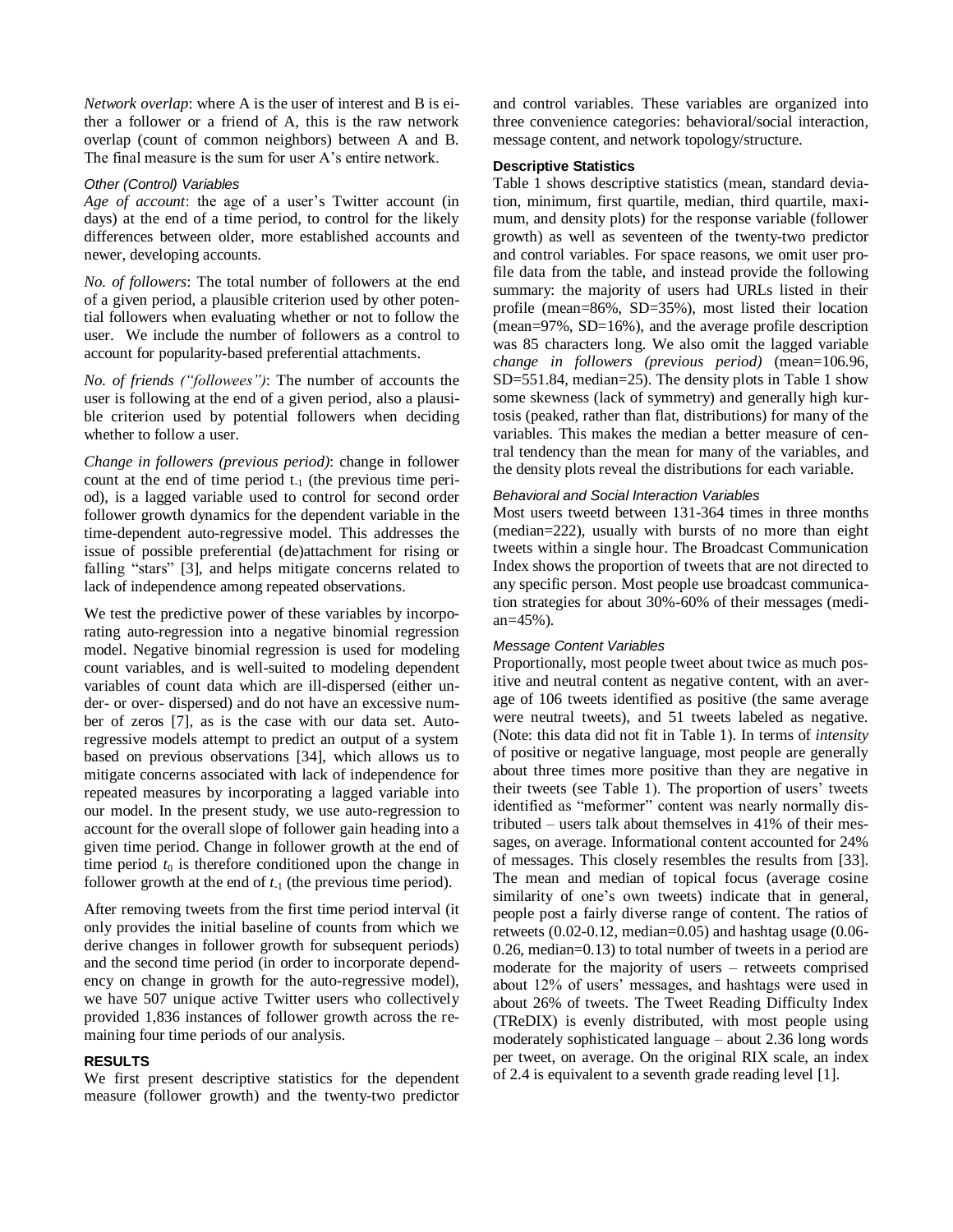*Network overlap*: where A is the user of interest and B is either a follower or a friend of A, this is the raw network overlap (count of common neighbors) between A and B. The final measure is the sum for user A's entire network.

### Other (Control) Variables

*Age of account*: the age of a user's Twitter account (in days) at the end of a time period, to control for the likely differences between older, more established accounts and newer, developing accounts.

*No. of followers*: The total number of followers at the end of a given period, a plausible criterion used by other potential followers when evaluating whether or not to follow the user. We include the number of followers as a control to account for popularity-based preferential attachments.

*No. of friends ("followees")*: The number of accounts the user is following at the end of a given period, also a plausible criterion used by potential followers when deciding whether to follow a user.

*Change in followers (previous period)*: change in follower count at the end of time period $t_{-1}$ (the previous time period), is a lagged variable used to control for second order follower growth dynamics for the dependent variable in the time-dependent auto-regressive model. This addresses the issue of possible preferential (de)attachment for rising or falling "stars" [3], and helps mitigate concerns related to lack of independence among repeated observations.

We test the predictive power of these variables by incorporating auto-regression into a negative binomial regression model. Negative binomial regression is used for modeling count variables, and is well-suited to modeling dependent variables of count data which are ill-dispersed (either under- or over- dispersed) and do not have an excessive number of zeros [7], as is the case with our data set. Auto-regressive models attempt to predict an output of a system based on previous observations [34], which allows us to mitigate concerns associated with lack of independence for repeated measures by incorporating a lagged variable into our model. In the present study, we use auto-regression to account for the overall slope of follower gain heading into a given time period. Change in follower growth at the end of time period $t_0$ is therefore conditioned upon the change in follower growth at the end of $t_{-1}$ (the previous time period).

After removing tweets from the first time period interval (it only provides the initial baseline of counts from which we derive changes in follower growth for subsequent periods) and the second time period (in order to incorporate dependency on change in growth for the auto-regressive model), we have 507 unique active Twitter users who collectively provided 1,836 instances of follower growth across the remaining four time periods of our analysis.

## RESULTS

We first present descriptive statistics for the dependent measure (follower growth) and the twenty-two predictor and control variables. These variables are organized into three convenience categories: behavioral/social interaction, message content, and network topology/structure.

### Descriptive Statistics

Table 1 shows descriptive statistics (mean, standard deviation, minimum, first quartile, median, third quartile, maximum, and density plots) for the response variable (follower growth) as well as seventeen of the twenty-two predictor and control variables. For space reasons, we omit user profile data from the table, and instead provide the following summary: the majority of users had URLs listed in their profile (mean=86%, SD=35%), most listed their location (mean=97%, SD=16%), and the average profile description was 85 characters long. We also omit the lagged variable *change in followers (previous period)* (mean=106.96, SD=551.84, median=25). The density plots in Table 1 show some skewness (lack of symmetry) and generally high kurtosis (peaked, rather than flat, distributions) for many of the variables. This makes the median a better measure of central tendency than the mean for many of the variables, and the density plots reveal the distributions for each variable.

### Behavioral and Social Interaction Variables

Most users tweetd between 131-364 times in three months (median=222), usually with bursts of no more than eight tweets within a single hour. The Broadcast Communication Index shows the proportion of tweets that are not directed to any specific person. Most people use broadcast communication strategies for about 30%-60% of their messages (median=45%).

### Message Content Variables

Proportionally, most people tweet about twice as much positive and neutral content as negative content, with an average of 106 tweets identified as positive (the same average were neutral tweets), and 51 tweets labeled as negative. (Note: this data did not fit in Table 1). In terms of *intensity* of positive or negative language, most people are generally about three times more positive than they are negative in their tweets (see Table 1). The proportion of users' tweets identified as "meformer" content was nearly normally distributed – users talk about themselves in 41% of their messages, on average. Informational content accounted for 24% of messages. This closely resembles the results from [33]. The mean and median of topical focus (average cosine similarity of one's own tweets) indicate that in general, people post a fairly diverse range of content. The ratios of retweets (0.02-0.12, median=0.05) and hashtag usage (0.06-0.26, median=0.13) to total number of tweets in a period are moderate for the majority of users – retweets comprised about 12% of users' messages, and hashtags were used in about 26% of tweets. The Tweet Reading Difficulty Index (TReDIX) is evenly distributed, with most people using moderately sophisticated language – about 2.36 long words per tweet, on average. On the original RIX scale, an index of 2.4 is equivalent to a seventh grade reading level [1].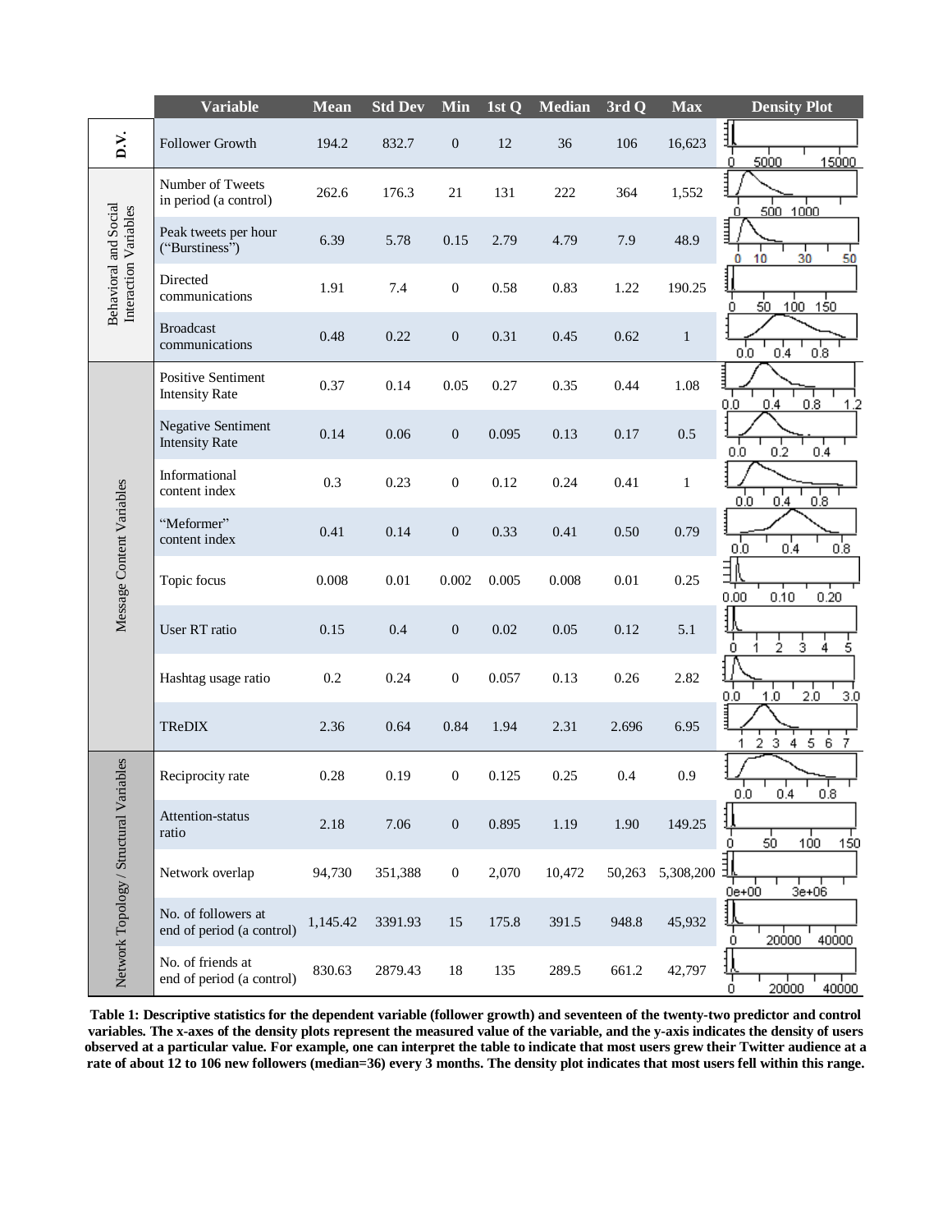| | Variable | Mean | Std Dev | Min | 1st Q | Median | 3rd Q | Max | Density Plot |
|---|---|---|---|---|---|---|---|---|---|
| D.V. | Follower Growth | 194.2 | 832.7 | 0 | 12 | 36 | 106 | 16,623 | |
| Behavioral and Social Interaction Variables | Number of Tweets in period (a control) | 262.6 | 176.3 | 21 | 131 | 222 | 364 | 1,552 | |
| | Peak tweets per hour ("Burstiness") | 6.39 | 5.78 | 0.15 | 2.79 | 4.79 | 7.9 | 48.9 | |
| | Directed communications | 1.91 | 7.4 | 0 | 0.58 | 0.83 | 1.22 | 190.25 | |
| | Broadcast communications | 0.48 | 0.22 | 0 | 0.31 | 0.45 | 0.62 | 1 | |
| Message Content Variables | Positive Sentiment Intensity Rate | 0.37 | 0.14 | 0.05 | 0.27 | 0.35 | 0.44 | 1.08 | |
| | Negative Sentiment Intensity Rate | 0.14 | 0.06 | 0 | 0.095 | 0.13 | 0.17 | 0.5 | |
| | Informational content index | 0.3 | 0.23 | 0 | 0.12 | 0.24 | 0.41 | 1 | |
| | "Meformer" content index | 0.41 | 0.14 | 0 | 0.33 | 0.41 | 0.50 | 0.79 | |
| | Topic focus | 0.008 | 0.01 | 0.002 | 0.005 | 0.008 | 0.01 | 0.25 | |
| | User RT ratio | 0.15 | 0.4 | 0 | 0.02 | 0.05 | 0.12 | 5.1 | |
| | Hashtag usage ratio | 0.2 | 0.24 | 0 | 0.057 | 0.13 | 0.26 | 2.82 | |
| | TReDIX | 2.36 | 0.64 | 0.84 | 1.94 | 2.31 | 2.696 | 6.95 | |
| Network Topology / Structural Variables | Reciprocity rate | 0.28 | 0.19 | 0 | 0.125 | 0.25 | 0.4 | 0.9 | |
| | Attention-status ratio | 2.18 | 7.06 | 0 | 0.895 | 1.19 | 1.90 | 149.25 | |
| | Network overlap | 94,730 | 351,388 | 0 | 2,070 | 10,472 | 50,263 | 5,308,200 | |
| | No. of followers at end of period (a control) | 1,145.42 | 3391.93 | 15 | 175.8 | 391.5 | 948.8 | 45,932 | |
| | No. of friends at end of period (a control) | 830.63 | 2879.43 | 18 | 135 | 289.5 | 661.2 | 42,797 | |

**Table 1: Descriptive statistics for the dependent variable (follower growth) and seventeen of the twenty-two predictor and control variables. The x-axes of the density plots represent the measured value of the variable, and the y-axis indicates the density of users observed at a particular value. For example, one can interpret the table to indicate that most users grew their Twitter audience at a rate of about 12 to 106 new followers (median=36) every 3 months. The density plot indicates that most users fell within this range.**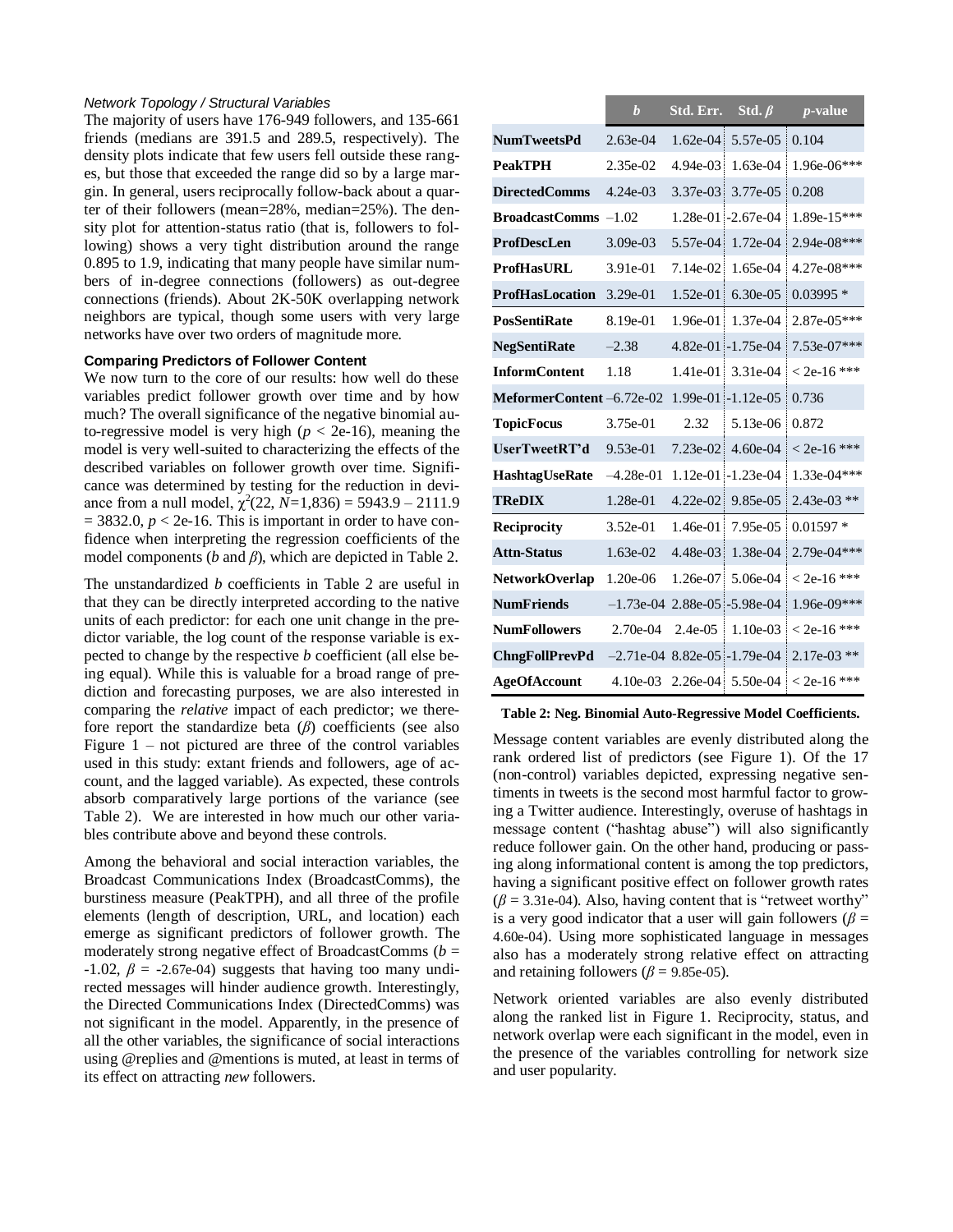*Network Topology / Structural Variables*

The majority of users have 176-949 followers, and 135-661 friends (medians are 391.5 and 289.5, respectively). The density plots indicate that few users fell outside these ranges, but those that exceeded the range did so by a large margin. In general, users reciprocally follow-back about a quarter of their followers (mean=28%, median=25%). The density plot for attention-status ratio (that is, followers to following) shows a very tight distribution around the range 0.895 to 1.9, indicating that many people have similar numbers of in-degree connections (followers) as out-degree connections (friends). About 2K-50K overlapping network neighbors are typical, though some users with very large networks have over two orders of magnitude more.

### Comparing Predictors of Follower Content

We now turn to the core of our results: how well do these variables predict follower growth over time and by how much? The overall significance of the negative binomial auto-regressive model is very high ($p$ < 2e-16), meaning the model is very well-suited to characterizing the effects of the described variables on follower growth over time. Significance was determined by testing for the reduction in deviance from a null model, $\chi^2(22, N\text{=}1{,}836) = 5943.9 - 2111.9 = 3832.0$, $p$ < 2e-16. This is important in order to have confidence when interpreting the regression coefficients of the model components ($b$ and $\beta$), which are depicted in Table 2.

The unstandardized $b$ coefficients in Table 2 are useful in that they can be directly interpreted according to the native units of each predictor: for each one unit change in the predictor variable, the log count of the response variable is expected to change by the respective $b$ coefficient (all else being equal). While this is valuable for a broad range of prediction and forecasting purposes, we are also interested in comparing the *relative* impact of each predictor; we therefore report the standardize beta ($\beta$) coefficients (see also Figure 1 – not pictured are three of the control variables used in this study: extant friends and followers, age of account, and the lagged variable). As expected, these controls absorb comparatively large portions of the variance (see Table 2). We are interested in how much our other variables contribute above and beyond these controls.

Among the behavioral and social interaction variables, the Broadcast Communications Index (BroadcastComms), the burstiness measure (PeakTPH), and all three of the profile elements (length of description, URL, and location) each emerge as significant predictors of follower growth. The moderately strong negative effect of BroadcastComms ($b$ = -1.02, $\beta$ = -2.67e-04) suggests that having too many undirected messages will hinder audience growth. Interestingly, the Directed Communications Index (DirectedComms) was not significant in the model. Apparently, in the presence of all the other variables, the significance of social interactions using @replies and @mentions is muted, at least in terms of its effect on attracting *new* followers.

| | $b$ | Std. Err. | Std. $\beta$ | $p$-value |
|---|---|---|---|---|
| **NumTweetsPd** | 2.63e-04 | 1.62e-04 | 5.57e-05 | 0.104 |
| **PeakTPH** | 2.35e-02 | 4.94e-03 | 1.63e-04 | 1.96e-06*** |
| **DirectedComms** | 4.24e-03 | 3.37e-03 | 3.77e-05 | 0.208 |
| **BroadcastComms** | –1.02 | 1.28e-01 | -2.67e-04 | 1.89e-15*** |
| **ProfDescLen** | 3.09e-03 | 5.57e-04 | 1.72e-04 | 2.94e-08*** |
| **ProfHasURL** | 3.91e-01 | 7.14e-02 | 1.65e-04 | 4.27e-08*** |
| **ProfHasLocation** | 3.29e-01 | 1.52e-01 | 6.30e-05 | 0.03995 * |
| **PosSentiRate** | 8.19e-01 | 1.96e-01 | 1.37e-04 | 2.87e-05*** |
| **NegSentiRate** | –2.38 | 4.82e-01 | -1.75e-04 | 7.53e-07*** |
| **InformContent** | 1.18 | 1.41e-01 | 3.31e-04 | < 2e-16 *** |
| **MeformerContent** | –6.72e-02 | 1.99e-01 | -1.12e-05 | 0.736 |
| **TopicFocus** | 3.75e-01 | 2.32 | 5.13e-06 | 0.872 |
| **UserTweetRT'd** | 9.53e-01 | 7.23e-02 | 4.60e-04 | < 2e-16 *** |
| **HashtagUseRate** | –4.28e-01 | 1.12e-01 | -1.23e-04 | 1.33e-04*** |
| **TReDIX** | 1.28e-01 | 4.22e-02 | 9.85e-05 | 2.43e-03 ** |
| **Reciprocity** | 3.52e-01 | 1.46e-01 | 7.95e-05 | 0.01597 * |
| **Attn-Status** | 1.63e-02 | 4.48e-03 | 1.38e-04 | 2.79e-04*** |
| **NetworkOverlap** | 1.20e-06 | 1.26e-07 | 5.06e-04 | < 2e-16 *** |
| **NumFriends** | –1.73e-04 | 2.88e-05 | -5.98e-04 | 1.96e-09*** |
| **NumFollowers** | 2.70e-04 | 2.4e-05 | 1.10e-03 | < 2e-16 *** |
| **ChngFollPrevPd** | –2.71e-04 | 8.82e-05 | -1.79e-04 | 2.17e-03 ** |
| **AgeOfAccount** | 4.10e-03 | 2.26e-04 | 5.50e-04 | < 2e-16 *** |

**Table 2: Neg. Binomial Auto-Regressive Model Coefficients.**

Message content variables are evenly distributed along the rank ordered list of predictors (see Figure 1). Of the 17 (non-control) variables depicted, expressing negative sentiments in tweets is the second most harmful factor to growing a Twitter audience. Interestingly, overuse of hashtags in message content ("hashtag abuse") will also significantly reduce follower gain. On the other hand, producing or passing along informational content is among the top predictors, having a significant positive effect on follower growth rates ($\beta$ = 3.31e-04). Also, having content that is "retweet worthy" is a very good indicator that a user will gain followers ($\beta$ = 4.60e-04). Using more sophisticated language in messages also has a moderately strong relative effect on attracting and retaining followers ($\beta$ = 9.85e-05).

Network oriented variables are also evenly distributed along the ranked list in Figure 1. Reciprocity, status, and network overlap were each significant in the model, even in the presence of the variables controlling for network size and user popularity.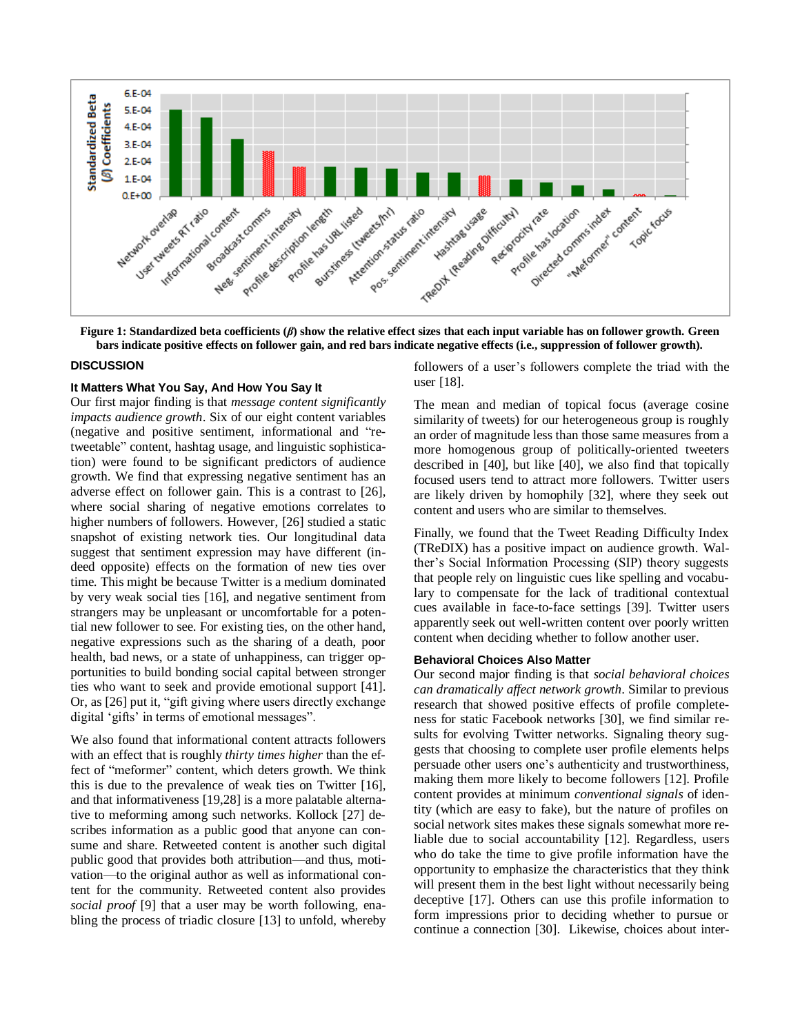Figure 1: Standardized beta coefficients ($\beta$) show the relative effect sizes that each input variable has on follower growth. Green bars indicate positive effects on follower gain, and red bars indicate negative effects (i.e., suppression of follower growth).

## DISCUSSION

### It Matters What You Say, And How You Say It

Our first major finding is that *message content significantly impacts audience growth*. Six of our eight content variables (negative and positive sentiment, informational and "retweetable" content, hashtag usage, and linguistic sophistication) were found to be significant predictors of audience growth. We find that expressing negative sentiment has an adverse effect on follower gain. This is a contrast to [26], where social sharing of negative emotions correlates to higher numbers of followers. However, [26] studied a static snapshot of existing network ties. Our longitudinal data suggest that sentiment expression may have different (indeed opposite) effects on the formation of new ties over time. This might be because Twitter is a medium dominated by very weak social ties [16], and negative sentiment from strangers may be unpleasant or uncomfortable for a potential new follower to see. For existing ties, on the other hand, negative expressions such as the sharing of a death, poor health, bad news, or a state of unhappiness, can trigger opportunities to build bonding social capital between stronger ties who want to seek and provide emotional support [41]. Or, as [26] put it, "gift giving where users directly exchange digital 'gifts' in terms of emotional messages".

We also found that informational content attracts followers with an effect that is roughly *thirty times higher* than the effect of "meformer" content, which deters growth. We think this is due to the prevalence of weak ties on Twitter [16], and that informativeness [19,28] is a more palatable alternative to meforming among such networks. Kollock [27] describes information as a public good that anyone can consume and share. Retweeted content is another such digital public good that provides both attribution—and thus, motivation—to the original author as well as informational content for the community. Retweeted content also provides *social proof* [9] that a user may be worth following, enabling the process of triadic closure [13] to unfold, whereby followers of a user's followers complete the triad with the user [18].

The mean and median of topical focus (average cosine similarity of tweets) for our heterogeneous group is roughly an order of magnitude less than those same measures from a more homogenous group of politically-oriented tweeters described in [40], but like [40], we also find that topically focused users tend to attract more followers. Twitter users are likely driven by homophily [32], where they seek out content and users who are similar to themselves.

Finally, we found that the Tweet Reading Difficulty Index (TReDIX) has a positive impact on audience growth. Walther's Social Information Processing (SIP) theory suggests that people rely on linguistic cues like spelling and vocabulary to compensate for the lack of traditional contextual cues available in face-to-face settings [39]. Twitter users apparently seek out well-written content over poorly written content when deciding whether to follow another user.

### Behavioral Choices Also Matter

Our second major finding is that *social behavioral choices can dramatically affect network growth*. Similar to previous research that showed positive effects of profile completeness for static Facebook networks [30], we find similar results for evolving Twitter networks. Signaling theory suggests that choosing to complete user profile elements helps persuade other users one's authenticity and trustworthiness, making them more likely to become followers [12]. Profile content provides at minimum *conventional signals* of identity (which are easy to fake), but the nature of profiles on social network sites makes these signals somewhat more reliable due to social accountability [12]. Regardless, users who do take the time to give profile information have the opportunity to emphasize the characteristics that they think will present them in the best light without necessarily being deceptive [17]. Others can use this profile information to form impressions prior to deciding whether to pursue or continue a connection [30]. Likewise, choices about inter-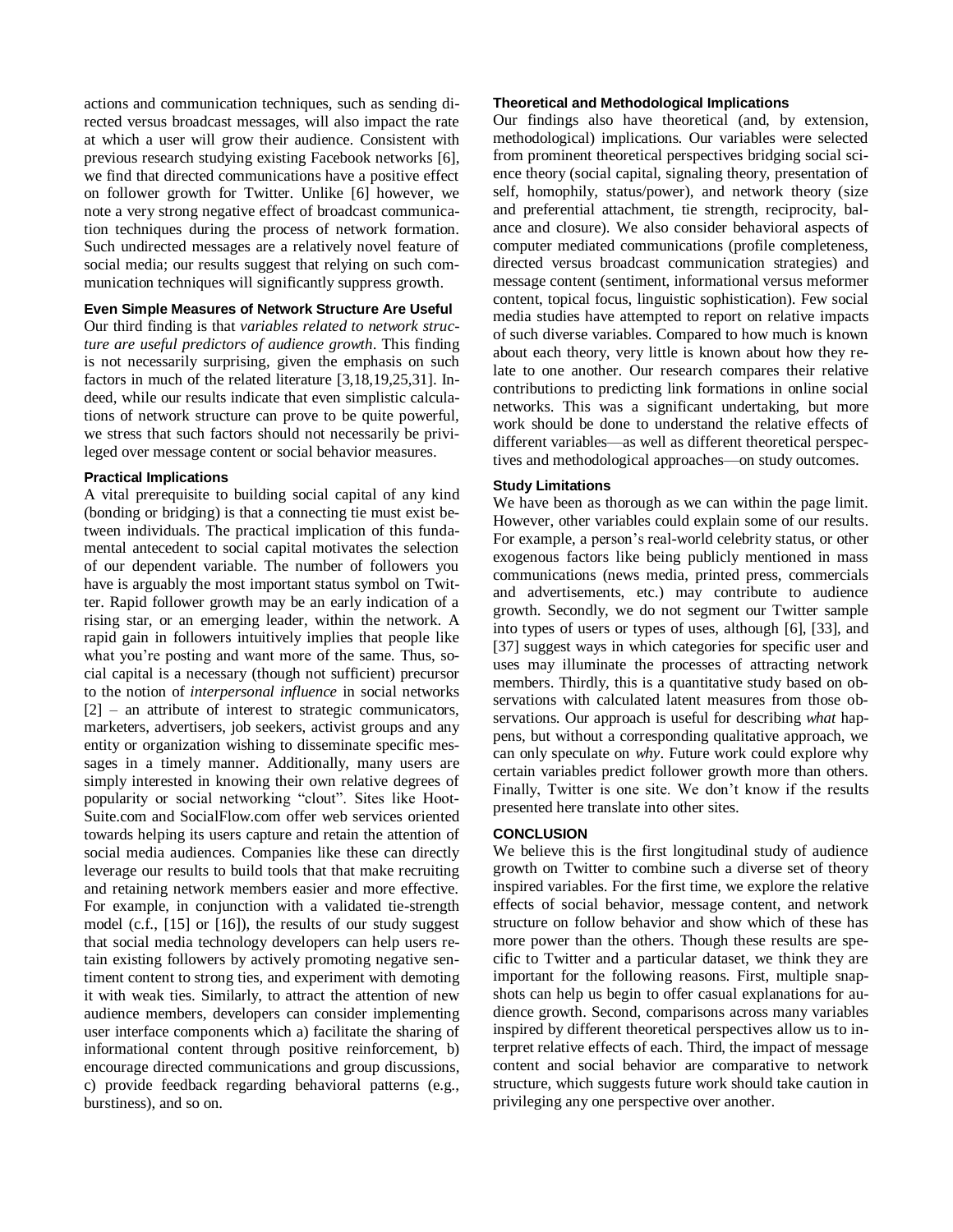actions and communication techniques, such as sending directed versus broadcast messages, will also impact the rate at which a user will grow their audience. Consistent with previous research studying existing Facebook networks [6], we find that directed communications have a positive effect on follower growth for Twitter. Unlike [6] however, we note a very strong negative effect of broadcast communication techniques during the process of network formation. Such undirected messages are a relatively novel feature of social media; our results suggest that relying on such communication techniques will significantly suppress growth.

### Even Simple Measures of Network Structure Are Useful

Our third finding is that *variables related to network structure are useful predictors of audience growth*. This finding is not necessarily surprising, given the emphasis on such factors in much of the related literature [3,18,19,25,31]. Indeed, while our results indicate that even simplistic calculations of network structure can prove to be quite powerful, we stress that such factors should not necessarily be privileged over message content or social behavior measures.

### Practical Implications

A vital prerequisite to building social capital of any kind (bonding or bridging) is that a connecting tie must exist between individuals. The practical implication of this fundamental antecedent to social capital motivates the selection of our dependent variable. The number of followers you have is arguably the most important status symbol on Twitter. Rapid follower growth may be an early indication of a rising star, or an emerging leader, within the network. A rapid gain in followers intuitively implies that people like what you're posting and want more of the same. Thus, social capital is a necessary (though not sufficient) precursor to the notion of *interpersonal influence* in social networks [2] – an attribute of interest to strategic communicators, marketers, advertisers, job seekers, activist groups and any entity or organization wishing to disseminate specific messages in a timely manner. Additionally, many users are simply interested in knowing their own relative degrees of popularity or social networking "clout". Sites like HootSuite.com and SocialFlow.com offer web services oriented towards helping its users capture and retain the attention of social media audiences. Companies like these can directly leverage our results to build tools that that make recruiting and retaining network members easier and more effective. For example, in conjunction with a validated tie-strength model (c.f., [15] or [16]), the results of our study suggest that social media technology developers can help users retain existing followers by actively promoting negative sentiment content to strong ties, and experiment with demoting it with weak ties. Similarly, to attract the attention of new audience members, developers can consider implementing user interface components which a) facilitate the sharing of informational content through positive reinforcement, b) encourage directed communications and group discussions, c) provide feedback regarding behavioral patterns (e.g., burstiness), and so on.

### Theoretical and Methodological Implications

Our findings also have theoretical (and, by extension, methodological) implications. Our variables were selected from prominent theoretical perspectives bridging social science theory (social capital, signaling theory, presentation of self, homophily, status/power), and network theory (size and preferential attachment, tie strength, reciprocity, balance and closure). We also consider behavioral aspects of computer mediated communications (profile completeness, directed versus broadcast communication strategies) and message content (sentiment, informational versus meformer content, topical focus, linguistic sophistication). Few social media studies have attempted to report on relative impacts of such diverse variables. Compared to how much is known about each theory, very little is known about how they relate to one another. Our research compares their relative contributions to predicting link formations in online social networks. This was a significant undertaking, but more work should be done to understand the relative effects of different variables—as well as different theoretical perspectives and methodological approaches—on study outcomes.

### Study Limitations

We have been as thorough as we can within the page limit. However, other variables could explain some of our results. For example, a person's real-world celebrity status, or other exogenous factors like being publicly mentioned in mass communications (news media, printed press, commercials and advertisements, etc.) may contribute to audience growth. Secondly, we do not segment our Twitter sample into types of users or types of uses, although [6], [33], and [37] suggest ways in which categories for specific user and uses may illuminate the processes of attracting network members. Thirdly, this is a quantitative study based on observations with calculated latent measures from those observations. Our approach is useful for describing *what* happens, but without a corresponding qualitative approach, we can only speculate on *why*. Future work could explore why certain variables predict follower growth more than others. Finally, Twitter is one site. We don't know if the results presented here translate into other sites.

## CONCLUSION

We believe this is the first longitudinal study of audience growth on Twitter to combine such a diverse set of theory inspired variables. For the first time, we explore the relative effects of social behavior, message content, and network structure on follow behavior and show which of these has more power than the others. Though these results are specific to Twitter and a particular dataset, we think they are important for the following reasons. First, multiple snapshots can help us begin to offer casual explanations for audience growth. Second, comparisons across many variables inspired by different theoretical perspectives allow us to interpret relative effects of each. Third, the impact of message content and social behavior are comparative to network structure, which suggests future work should take caution in privileging any one perspective over another.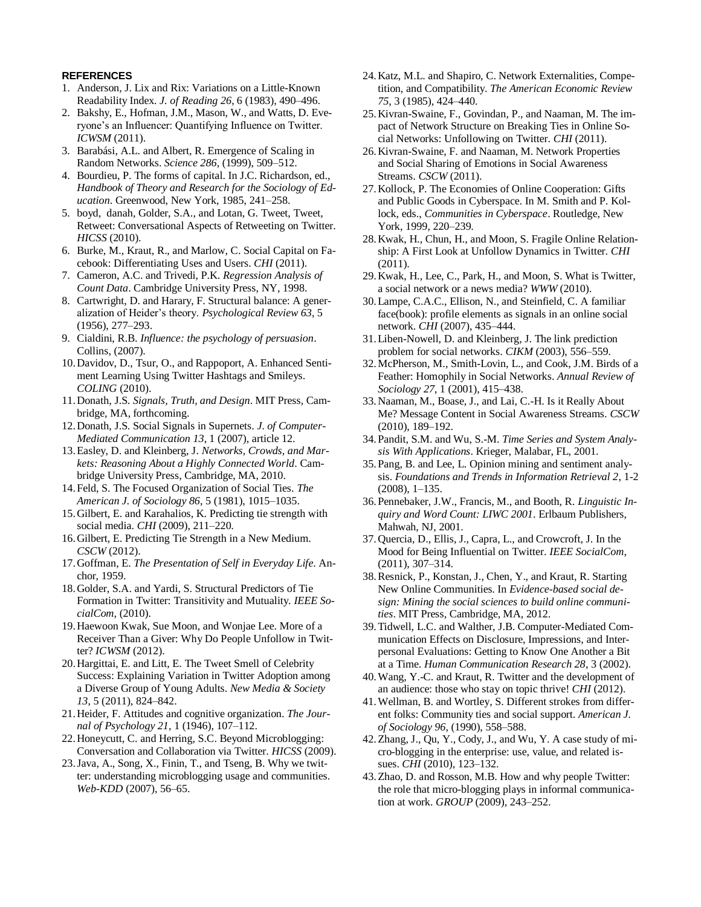## REFERENCES

1. Anderson, J. Lix and Rix: Variations on a Little-Known Readability Index. *J. of Reading 26*, 6 (1983), 490–496.
2. Bakshy, E., Hofman, J.M., Mason, W., and Watts, D. Everyone's an Influencer: Quantifying Influence on Twitter. *ICWSM* (2011).
3. Barabási, A.L. and Albert, R. Emergence of Scaling in Random Networks. *Science 286*, (1999), 509–512.
4. Bourdieu, P. The forms of capital. In J.C. Richardson, ed., *Handbook of Theory and Research for the Sociology of Education*. Greenwood, New York, 1985, 241–258.
5. boyd, danah, Golder, S.A., and Lotan, G. Tweet, Tweet, Retweet: Conversational Aspects of Retweeting on Twitter. *HICSS* (2010).
6. Burke, M., Kraut, R., and Marlow, C. Social Capital on Facebook: Differentiating Uses and Users. *CHI* (2011).
7. Cameron, A.C. and Trivedi, P.K. *Regression Analysis of Count Data*. Cambridge University Press, NY, 1998.
8. Cartwright, D. and Harary, F. Structural balance: A generalization of Heider's theory. *Psychological Review 63*, 5 (1956), 277–293.
9. Cialdini, R.B. *Influence: the psychology of persuasion*. Collins, (2007).
10. Davidov, D., Tsur, O., and Rappoport, A. Enhanced Sentiment Learning Using Twitter Hashtags and Smileys. *COLING* (2010).
11. Donath, J.S. *Signals, Truth, and Design*. MIT Press, Cambridge, MA, forthcoming.
12. Donath, J.S. Social Signals in Supernets. *J. of Computer-Mediated Communication 13*, 1 (2007), article 12.
13. Easley, D. and Kleinberg, J. *Networks, Crowds, and Markets: Reasoning About a Highly Connected World*. Cambridge University Press, Cambridge, MA, 2010.
14. Feld, S. The Focused Organization of Social Ties. *The American J. of Sociology 86*, 5 (1981), 1015–1035.
15. Gilbert, E. and Karahalios, K. Predicting tie strength with social media. *CHI* (2009), 211–220.
16. Gilbert, E. Predicting Tie Strength in a New Medium. *CSCW* (2012).
17. Goffman, E. *The Presentation of Self in Everyday Life*. Anchor, 1959.
18. Golder, S.A. and Yardi, S. Structural Predictors of Tie Formation in Twitter: Transitivity and Mutuality. *IEEE SocialCom*, (2010).
19. Haewoon Kwak, Sue Moon, and Wonjae Lee. More of a Receiver Than a Giver: Why Do People Unfollow in Twitter? *ICWSM* (2012).
20. Hargittai, E. and Litt, E. The Tweet Smell of Celebrity Success: Explaining Variation in Twitter Adoption among a Diverse Group of Young Adults. *New Media & Society 13*, 5 (2011), 824–842.
21. Heider, F. Attitudes and cognitive organization. *The Journal of Psychology 21*, 1 (1946), 107–112.
22. Honeycutt, C. and Herring, S.C. Beyond Microblogging: Conversation and Collaboration via Twitter. *HICSS* (2009).
23. Java, A., Song, X., Finin, T., and Tseng, B. Why we twitter: understanding microblogging usage and communities. *Web-KDD* (2007), 56–65.
24. Katz, M.L. and Shapiro, C. Network Externalities, Competition, and Compatibility. *The American Economic Review 75*, 3 (1985), 424–440.
25. Kivran-Swaine, F., Govindan, P., and Naaman, M. The impact of Network Structure on Breaking Ties in Online Social Networks: Unfollowing on Twitter. *CHI* (2011).
26. Kivran-Swaine, F. and Naaman, M. Network Properties and Social Sharing of Emotions in Social Awareness Streams. *CSCW* (2011).
27. Kollock, P. The Economies of Online Cooperation: Gifts and Public Goods in Cyberspace. In M. Smith and P. Kollock, eds., *Communities in Cyberspace*. Routledge, New York, 1999, 220–239.
28. Kwak, H., Chun, H., and Moon, S. Fragile Online Relationship: A First Look at Unfollow Dynamics in Twitter. *CHI* (2011).
29. Kwak, H., Lee, C., Park, H., and Moon, S. What is Twitter, a social network or a news media? *WWW* (2010).
30. Lampe, C.A.C., Ellison, N., and Steinfield, C. A familiar face(book): profile elements as signals in an online social network. *CHI* (2007), 435–444.
31. Liben-Nowell, D. and Kleinberg, J. The link prediction problem for social networks. *CIKM* (2003), 556–559.
32. McPherson, M., Smith-Lovin, L., and Cook, J.M. Birds of a Feather: Homophily in Social Networks. *Annual Review of Sociology 27*, 1 (2001), 415–438.
33. Naaman, M., Boase, J., and Lai, C.-H. Is it Really About Me? Message Content in Social Awareness Streams. *CSCW* (2010), 189–192.
34. Pandit, S.M. and Wu, S.-M. *Time Series and System Analysis With Applications*. Krieger, Malabar, FL, 2001.
35. Pang, B. and Lee, L. Opinion mining and sentiment analysis. *Foundations and Trends in Information Retrieval 2*, 1-2 (2008), 1–135.
36. Pennebaker, J.W., Francis, M., and Booth, R. *Linguistic Inquiry and Word Count: LIWC 2001*. Erlbaum Publishers, Mahwah, NJ, 2001.
37. Quercia, D., Ellis, J., Capra, L., and Crowcroft, J. In the Mood for Being Influential on Twitter. *IEEE SocialCom*, (2011), 307–314.
38. Resnick, P., Konstan, J., Chen, Y., and Kraut, R. Starting New Online Communities. In *Evidence-based social design: Mining the social sciences to build online communities*. MIT Press, Cambridge, MA, 2012.
39. Tidwell, L.C. and Walther, J.B. Computer-Mediated Communication Effects on Disclosure, Impressions, and Interpersonal Evaluations: Getting to Know One Another a Bit at a Time. *Human Communication Research 28*, 3 (2002).
40. Wang, Y.-C. and Kraut, R. Twitter and the development of an audience: those who stay on topic thrive! *CHI* (2012).
41. Wellman, B. and Wortley, S. Different strokes from different folks: Community ties and social support. *American J. of Sociology 96*, (1990), 558–588.
42. Zhang, J., Qu, Y., Cody, J., and Wu, Y. A case study of micro-blogging in the enterprise: use, value, and related issues. *CHI* (2010), 123–132.
43. Zhao, D. and Rosson, M.B. How and why people Twitter: the role that micro-blogging plays in informal communication at work. *GROUP* (2009), 243–252.